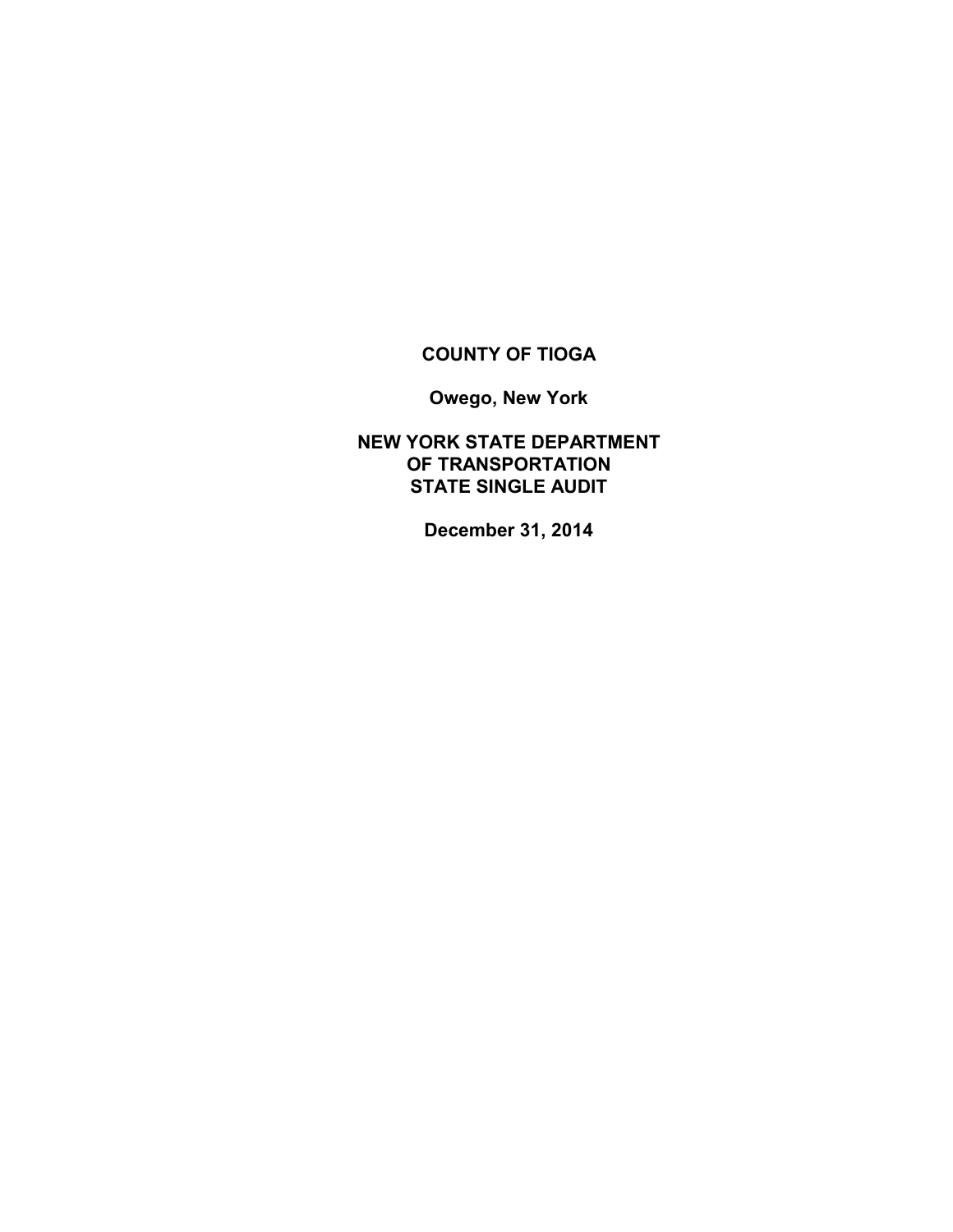# COUNTY OF TIOGA

**Owego, New York**

**NEW YORK STATE DEPARTMENT OF TRANSPORTATION STATE SINGLE AUDIT**

**December 31, 2014**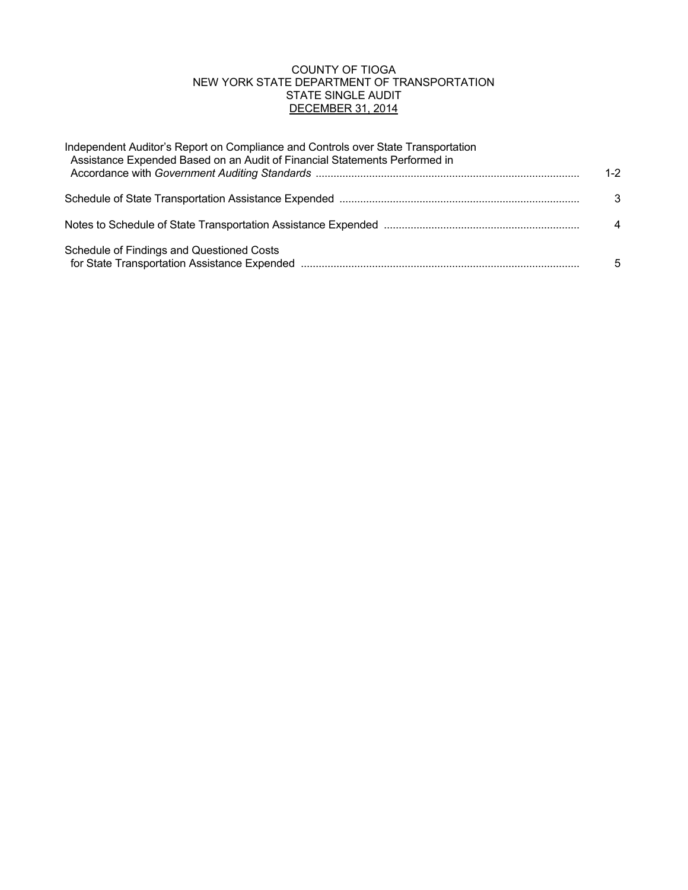COUNTY OF TIOGA
NEW YORK STATE DEPARTMENT OF TRANSPORTATION
STATE SINGLE AUDIT
DECEMBER 31, 2014

| | |
|---|---|
| Independent Auditor's Report on Compliance and Controls over State Transportation Assistance Expended Based on an Audit of Financial Statements Performed in Accordance with *Government Auditing Standards* | 1-2 |
| Schedule of State Transportation Assistance Expended | 3 |
| Notes to Schedule of State Transportation Assistance Expended | 4 |
| Schedule of Findings and Questioned Costs for State Transportation Assistance Expended | 5 |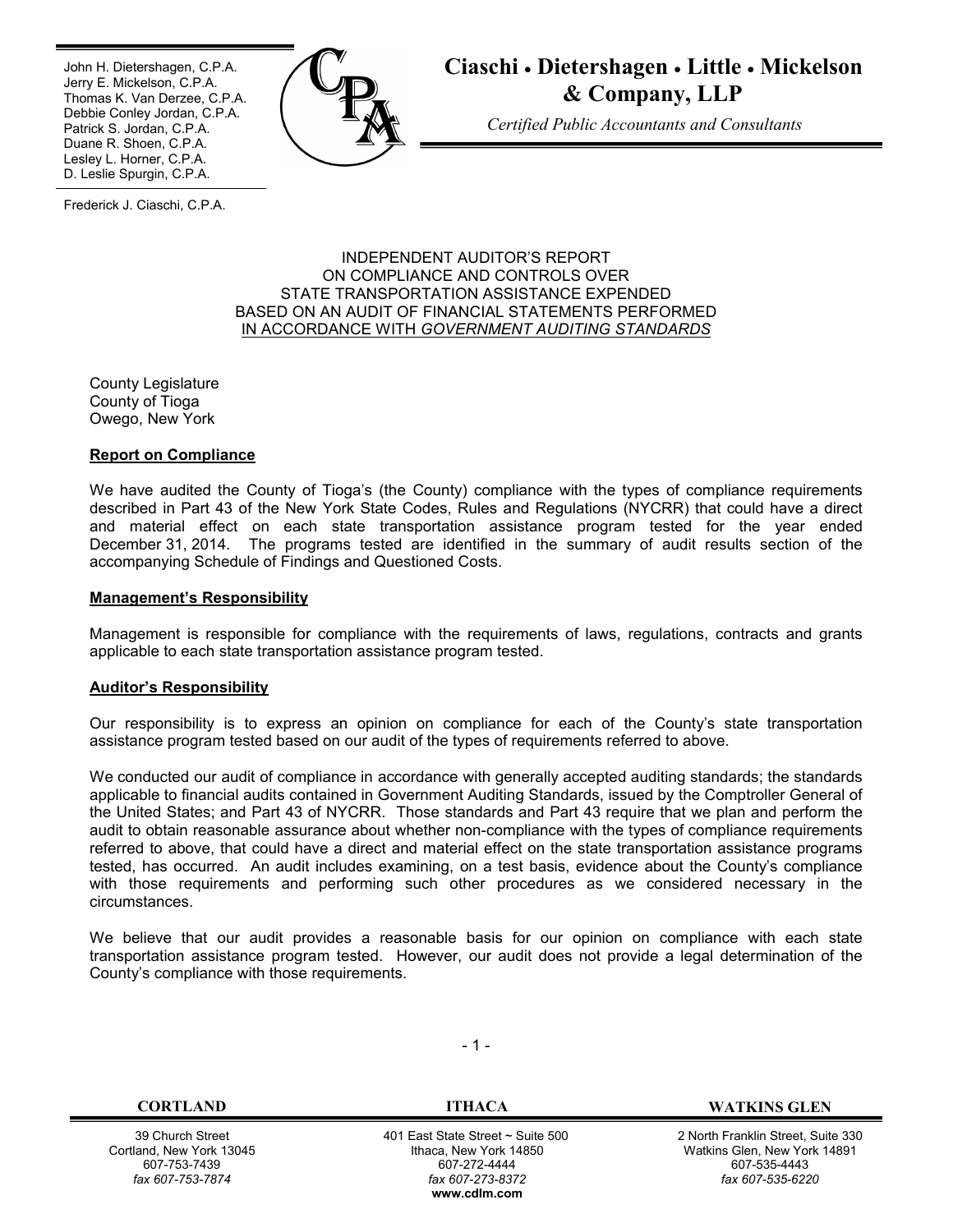John H. Dietershagen, C.P.A.
Jerry E. Mickelson, C.P.A.
Thomas K. Van Derzee, C.P.A.
Debbie Conley Jordan, C.P.A.
Patrick S. Jordan, C.P.A.
Duane R. Shoen, C.P.A.
Lesley L. Horner, C.P.A.
D. Leslie Spurgin, C.P.A.

Frederick J. Ciaschi, C.P.A.

# Ciaschi • Dietershagen • Little • Mickelson & Company, LLP

*Certified Public Accountants and Consultants*

INDEPENDENT AUDITOR'S REPORT
ON COMPLIANCE AND CONTROLS OVER
STATE TRANSPORTATION ASSISTANCE EXPENDED
BASED ON AN AUDIT OF FINANCIAL STATEMENTS PERFORMED
IN ACCORDANCE WITH *GOVERNMENT AUDITING STANDARDS*

County Legislature
County of Tioga
Owego, New York

**Report on Compliance**

We have audited the County of Tioga's (the County) compliance with the types of compliance requirements described in Part 43 of the New York State Codes, Rules and Regulations (NYCRR) that could have a direct and material effect on each state transportation assistance program tested for the year ended December 31, 2014. The programs tested are identified in the summary of audit results section of the accompanying Schedule of Findings and Questioned Costs.

**Management's Responsibility**

Management is responsible for compliance with the requirements of laws, regulations, contracts and grants applicable to each state transportation assistance program tested.

**Auditor's Responsibility**

Our responsibility is to express an opinion on compliance for each of the County's state transportation assistance program tested based on our audit of the types of requirements referred to above.

We conducted our audit of compliance in accordance with generally accepted auditing standards; the standards applicable to financial audits contained in Government Auditing Standards, issued by the Comptroller General of the United States; and Part 43 of NYCRR. Those standards and Part 43 require that we plan and perform the audit to obtain reasonable assurance about whether non-compliance with the types of compliance requirements referred to above, that could have a direct and material effect on the state transportation assistance programs tested, has occurred. An audit includes examining, on a test basis, evidence about the County's compliance with those requirements and performing such other procedures as we considered necessary in the circumstances.

We believe that our audit provides a reasonable basis for our opinion on compliance with each state transportation assistance program tested. However, our audit does not provide a legal determination of the County's compliance with those requirements.

| CORTLAND | ITHACA | WATKINS GLEN |
| --- | --- | --- |
| 39 Church Street<br>Cortland, New York 13045<br>607-753-7439<br>*fax 607-753-7874* | 401 East State Street ~ Suite 500<br>Ithaca, New York 14850<br>607-272-4444<br>*fax 607-273-8372*<br>**www.cdlm.com** | 2 North Franklin Street, Suite 330<br>Watkins Glen, New York 14891<br>607-535-4443<br>*fax 607-535-6220* |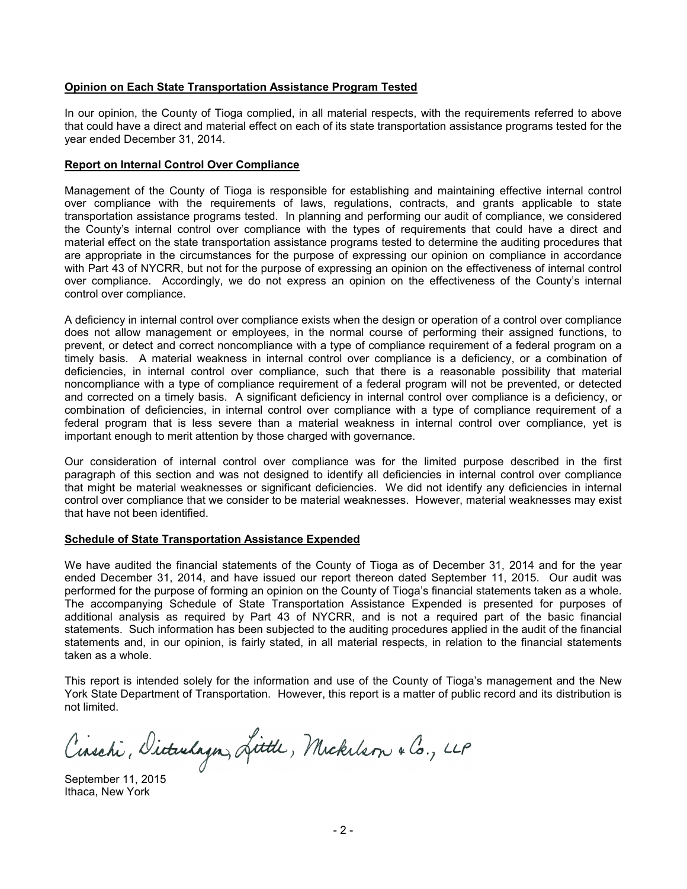**Opinion on Each State Transportation Assistance Program Tested**

In our opinion, the County of Tioga complied, in all material respects, with the requirements referred to above that could have a direct and material effect on each of its state transportation assistance programs tested for the year ended December 31, 2014.

**Report on Internal Control Over Compliance**

Management of the County of Tioga is responsible for establishing and maintaining effective internal control over compliance with the requirements of laws, regulations, contracts, and grants applicable to state transportation assistance programs tested. In planning and performing our audit of compliance, we considered the County's internal control over compliance with the types of requirements that could have a direct and material effect on the state transportation assistance programs tested to determine the auditing procedures that are appropriate in the circumstances for the purpose of expressing our opinion on compliance in accordance with Part 43 of NYCRR, but not for the purpose of expressing an opinion on the effectiveness of internal control over compliance. Accordingly, we do not express an opinion on the effectiveness of the County's internal control over compliance.

A deficiency in internal control over compliance exists when the design or operation of a control over compliance does not allow management or employees, in the normal course of performing their assigned functions, to prevent, or detect and correct noncompliance with a type of compliance requirement of a federal program on a timely basis. A material weakness in internal control over compliance is a deficiency, or a combination of deficiencies, in internal control over compliance, such that there is a reasonable possibility that material noncompliance with a type of compliance requirement of a federal program will not be prevented, or detected and corrected on a timely basis. A significant deficiency in internal control over compliance is a deficiency, or combination of deficiencies, in internal control over compliance with a type of compliance requirement of a federal program that is less severe than a material weakness in internal control over compliance, yet is important enough to merit attention by those charged with governance.

Our consideration of internal control over compliance was for the limited purpose described in the first paragraph of this section and was not designed to identify all deficiencies in internal control over compliance that might be material weaknesses or significant deficiencies. We did not identify any deficiencies in internal control over compliance that we consider to be material weaknesses. However, material weaknesses may exist that have not been identified.

**Schedule of State Transportation Assistance Expended**

We have audited the financial statements of the County of Tioga as of December 31, 2014 and for the year ended December 31, 2014, and have issued our report thereon dated September 11, 2015. Our audit was performed for the purpose of forming an opinion on the County of Tioga's financial statements taken as a whole. The accompanying Schedule of State Transportation Assistance Expended is presented for purposes of additional analysis as required by Part 43 of NYCRR, and is not a required part of the basic financial statements. Such information has been subjected to the auditing procedures applied in the audit of the financial statements and, in our opinion, is fairly stated, in all material respects, in relation to the financial statements taken as a whole.

This report is intended solely for the information and use of the County of Tioga's management and the New York State Department of Transportation. However, this report is a matter of public record and its distribution is not limited.

Ciaschi, Dietershagen, Little, Mickelson & Co., LLP

September 11, 2015
Ithaca, New York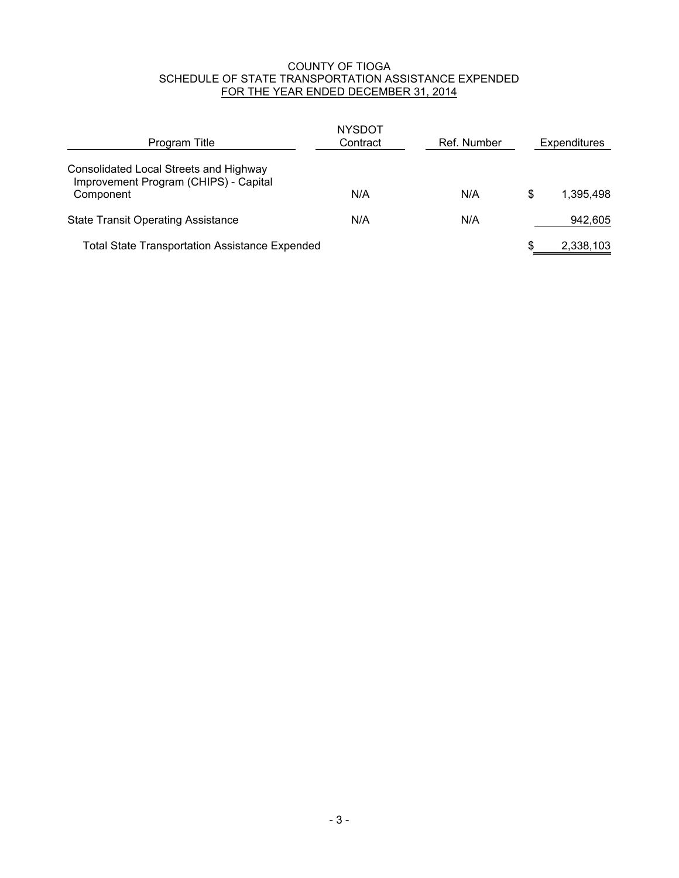# COUNTY OF TIOGA
## SCHEDULE OF STATE TRANSPORTATION ASSISTANCE EXPENDED
### FOR THE YEAR ENDED DECEMBER 31, 2014

| Program Title | NYSDOT Contract | Ref. Number | Expenditures |
|---|---|---|---|
| Consolidated Local Streets and Highway Improvement Program (CHIPS) - Capital Component | N/A | N/A | $ 1,395,498 |
| State Transit Operating Assistance | N/A | N/A | 942,605 |
| Total State Transportation Assistance Expended | | | $ 2,338,103 |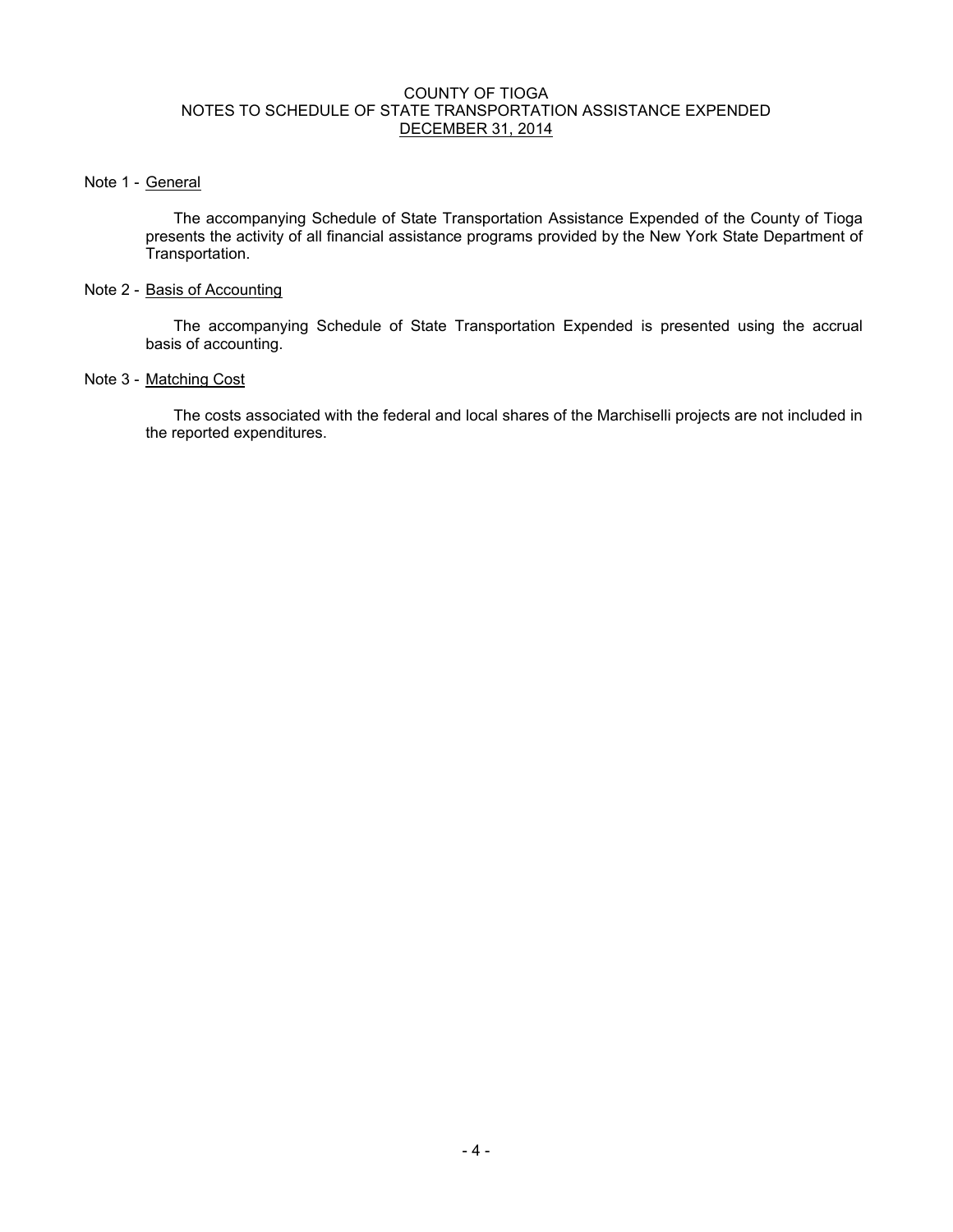# COUNTY OF TIOGA
## NOTES TO SCHEDULE OF STATE TRANSPORTATION ASSISTANCE EXPENDED
## DECEMBER 31, 2014

Note 1 - General

The accompanying Schedule of State Transportation Assistance Expended of the County of Tioga presents the activity of all financial assistance programs provided by the New York State Department of Transportation.

Note 2 - Basis of Accounting

The accompanying Schedule of State Transportation Expended is presented using the accrual basis of accounting.

Note 3 - Matching Cost

The costs associated with the federal and local shares of the Marchiselli projects are not included in the reported expenditures.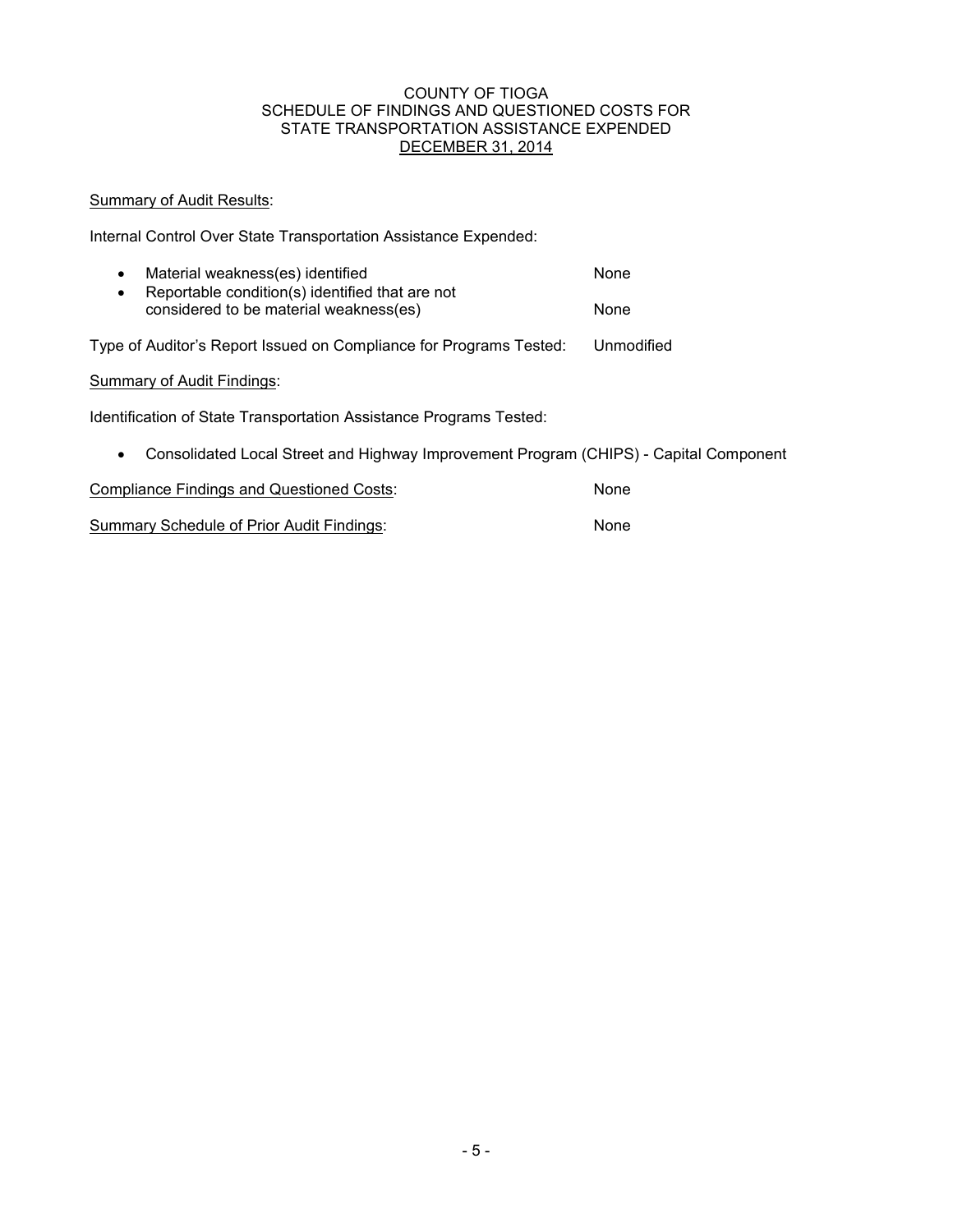# COUNTY OF TIOGA
## SCHEDULE OF FINDINGS AND QUESTIONED COSTS FOR STATE TRANSPORTATION ASSISTANCE EXPENDED
## DECEMBER 31, 2014

Summary of Audit Results:

Internal Control Over State Transportation Assistance Expended:

| | |
|---|---|
| • Material weakness(es) identified | None |
| • Reportable condition(s) identified that are not considered to be material weakness(es) | None |

Type of Auditor's Report Issued on Compliance for Programs Tested: Unmodified

Summary of Audit Findings:

Identification of State Transportation Assistance Programs Tested:

- Consolidated Local Street and Highway Improvement Program (CHIPS) - Capital Component

Compliance Findings and Questioned Costs: None

Summary Schedule of Prior Audit Findings: None